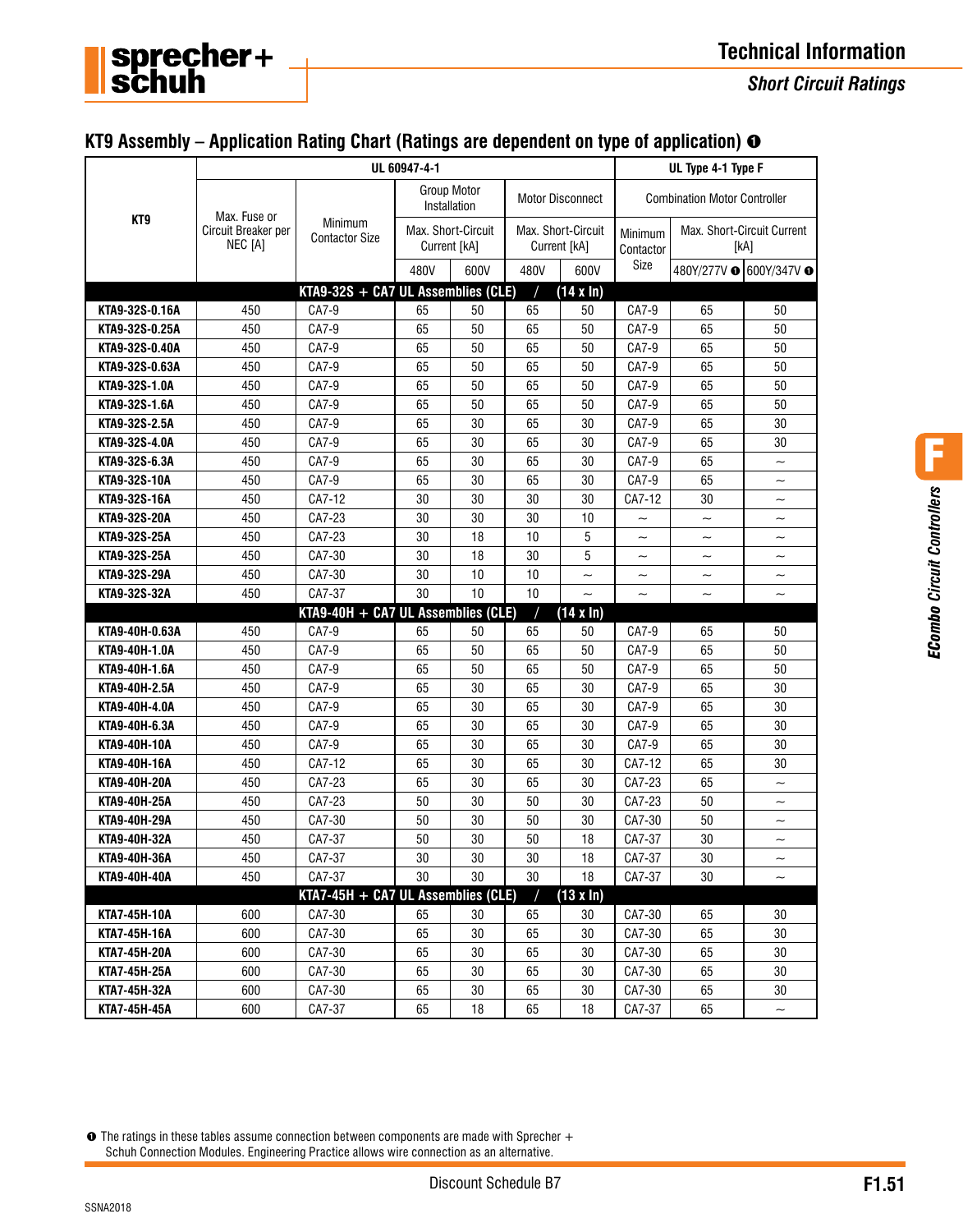## KT9 Assembly – Application Rating Chart (Ratings are dependent on type of application) ❶

| KT9 | UL 60947-4-1 | | | | | | UL Type 4-1 Type F | | |
|---|---|---|---|---|---|---|---|---|---|
| | Max. Fuse or Circuit Breaker per NEC [A] | Minimum Contactor Size | Group Motor Installation | | Motor Disconnect | | Combination Motor Controller | | |
| | | | Max. Short-Circuit Current [kA] | | Max. Short-Circuit Current [kA] | | Minimum Contactor Size | Max. Short-Circuit Current [kA] | |
| | | | 480V | 600V | 480V | 600V | | 480Y/277V ❶ | 600Y/347V ❶ |
| **KTA9-32S + CA7 UL Assemblies (CLE) / (14 x In)** | | | | | | | | | |
| **KTA9-32S-0.16A** | 450 | CA7-9 | 65 | 50 | 65 | 50 | CA7-9 | 65 | 50 |
| **KTA9-32S-0.25A** | 450 | CA7-9 | 65 | 50 | 65 | 50 | CA7-9 | 65 | 50 |
| **KTA9-32S-0.40A** | 450 | CA7-9 | 65 | 50 | 65 | 50 | CA7-9 | 65 | 50 |
| **KTA9-32S-0.63A** | 450 | CA7-9 | 65 | 50 | 65 | 50 | CA7-9 | 65 | 50 |
| **KTA9-32S-1.0A** | 450 | CA7-9 | 65 | 50 | 65 | 50 | CA7-9 | 65 | 50 |
| **KTA9-32S-1.6A** | 450 | CA7-9 | 65 | 50 | 65 | 50 | CA7-9 | 65 | 50 |
| **KTA9-32S-2.5A** | 450 | CA7-9 | 65 | 30 | 65 | 30 | CA7-9 | 65 | 30 |
| **KTA9-32S-4.0A** | 450 | CA7-9 | 65 | 30 | 65 | 30 | CA7-9 | 65 | 30 |
| **KTA9-32S-6.3A** | 450 | CA7-9 | 65 | 30 | 65 | 30 | CA7-9 | 65 | ~ |
| **KTA9-32S-10A** | 450 | CA7-9 | 65 | 30 | 65 | 30 | CA7-9 | 65 | ~ |
| **KTA9-32S-16A** | 450 | CA7-12 | 30 | 30 | 30 | 30 | CA7-12 | 30 | ~ |
| **KTA9-32S-20A** | 450 | CA7-23 | 30 | 30 | 30 | 10 | ~ | ~ | ~ |
| **KTA9-32S-25A** | 450 | CA7-23 | 30 | 18 | 10 | 5 | ~ | ~ | ~ |
| **KTA9-32S-25A** | 450 | CA7-30 | 30 | 18 | 30 | 5 | ~ | ~ | ~ |
| **KTA9-32S-29A** | 450 | CA7-30 | 30 | 10 | 10 | ~ | ~ | ~ | ~ |
| **KTA9-32S-32A** | 450 | CA7-37 | 30 | 10 | 10 | ~ | ~ | ~ | ~ |
| **KTA9-40H + CA7 UL Assemblies (CLE) / (14 x In)** | | | | | | | | | |
| **KTA9-40H-0.63A** | 450 | CA7-9 | 65 | 50 | 65 | 50 | CA7-9 | 65 | 50 |
| **KTA9-40H-1.0A** | 450 | CA7-9 | 65 | 50 | 65 | 50 | CA7-9 | 65 | 50 |
| **KTA9-40H-1.6A** | 450 | CA7-9 | 65 | 50 | 65 | 50 | CA7-9 | 65 | 50 |
| **KTA9-40H-2.5A** | 450 | CA7-9 | 65 | 30 | 65 | 30 | CA7-9 | 65 | 30 |
| **KTA9-40H-4.0A** | 450 | CA7-9 | 65 | 30 | 65 | 30 | CA7-9 | 65 | 30 |
| **KTA9-40H-6.3A** | 450 | CA7-9 | 65 | 30 | 65 | 30 | CA7-9 | 65 | 30 |
| **KTA9-40H-10A** | 450 | CA7-9 | 65 | 30 | 65 | 30 | CA7-9 | 65 | 30 |
| **KTA9-40H-16A** | 450 | CA7-12 | 65 | 30 | 65 | 30 | CA7-12 | 65 | 30 |
| **KTA9-40H-20A** | 450 | CA7-23 | 65 | 30 | 65 | 30 | CA7-23 | 65 | ~ |
| **KTA9-40H-25A** | 450 | CA7-23 | 50 | 30 | 50 | 30 | CA7-23 | 50 | ~ |
| **KTA9-40H-29A** | 450 | CA7-30 | 50 | 30 | 50 | 30 | CA7-30 | 50 | ~ |
| **KTA9-40H-32A** | 450 | CA7-37 | 50 | 30 | 50 | 18 | CA7-37 | 30 | ~ |
| **KTA9-40H-36A** | 450 | CA7-37 | 30 | 30 | 30 | 18 | CA7-37 | 30 | ~ |
| **KTA9-40H-40A** | 450 | CA7-37 | 30 | 30 | 30 | 18 | CA7-37 | 30 | ~ |
| **KTA7-45H + CA7 UL Assemblies (CLE) / (13 x In)** | | | | | | | | | |
| **KTA7-45H-10A** | 600 | CA7-30 | 65 | 30 | 65 | 30 | CA7-30 | 65 | 30 |
| **KTA7-45H-16A** | 600 | CA7-30 | 65 | 30 | 65 | 30 | CA7-30 | 65 | 30 |
| **KTA7-45H-20A** | 600 | CA7-30 | 65 | 30 | 65 | 30 | CA7-30 | 65 | 30 |
| **KTA7-45H-25A** | 600 | CA7-30 | 65 | 30 | 65 | 30 | CA7-30 | 65 | 30 |
| **KTA7-45H-32A** | 600 | CA7-30 | 65 | 30 | 65 | 30 | CA7-30 | 65 | 30 |
| **KTA7-45H-45A** | 600 | CA7-37 | 65 | 18 | 65 | 18 | CA7-37 | 65 | ~ |

❶ The ratings in these tables assume connection between components are made with Sprecher + Schuh Connection Modules. Engineering Practice allows wire connection as an alternative.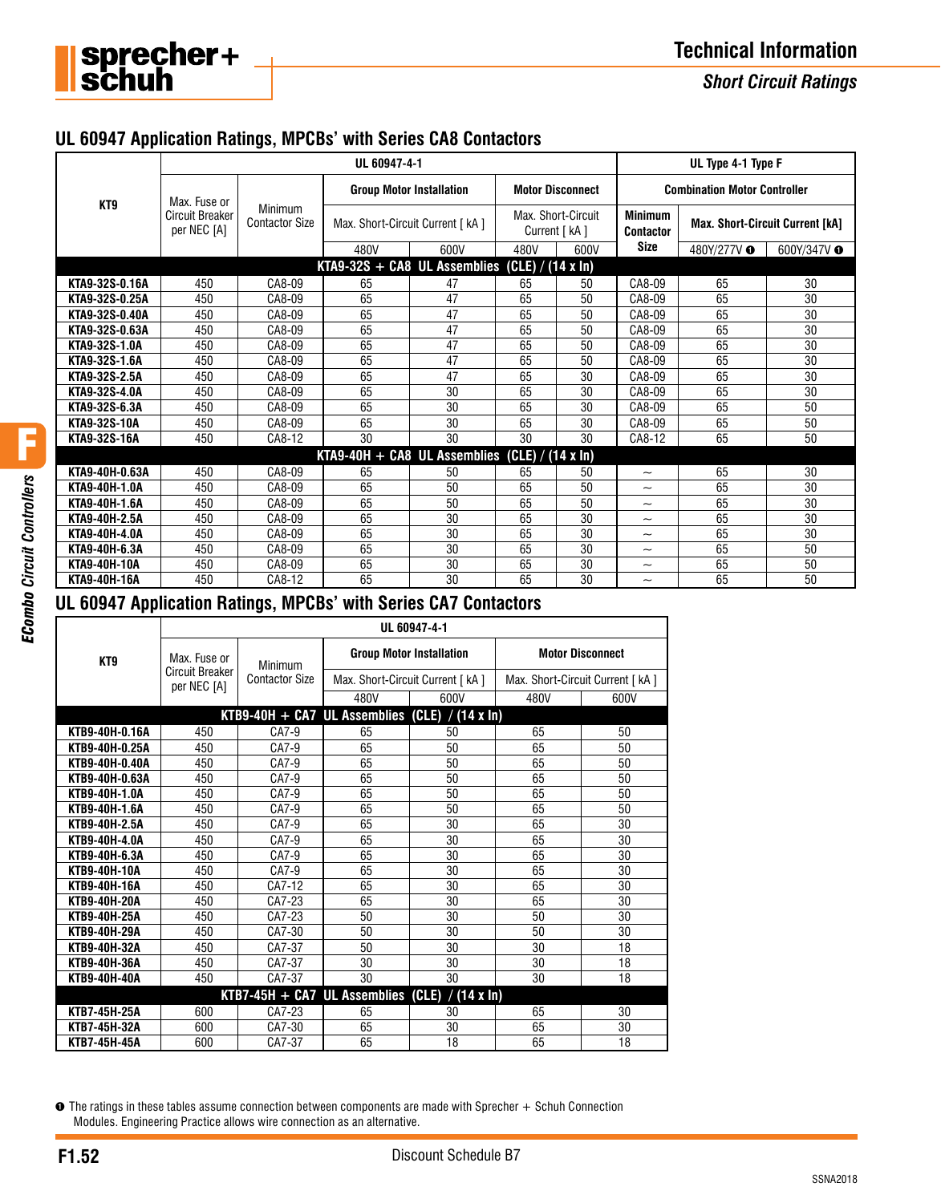## UL 60947 Application Ratings, MPCBs' with Series CA8 Contactors

| KT9 | UL 60947-4-1 | | | | | | UL Type 4-1 Type F | | |
|---|---|---|---|---|---|---|---|---|---|
| | Max. Fuse or Circuit Breaker per NEC [A] | Minimum Contactor Size | Group Motor Installation | | Motor Disconnect | | Combination Motor Controller | | |
| | | | Max. Short-Circuit Current [ kA ] | | Max. Short-Circuit Current [ kA ] | | Minimum Contactor Size | Max. Short-Circuit Current [kA] | |
| | | | 480V | 600V | 480V | 600V | | 480Y/277V ❶ | 600Y/347V ❶ |
| **KTA9-32S + CA8 UL Assemblies (CLE) / (14 x In)** | | | | | | | | | |
| KTA9-32S-0.16A | 450 | CA8-09 | 65 | 47 | 65 | 50 | CA8-09 | 65 | 30 |
| KTA9-32S-0.25A | 450 | CA8-09 | 65 | 47 | 65 | 50 | CA8-09 | 65 | 30 |
| KTA9-32S-0.40A | 450 | CA8-09 | 65 | 47 | 65 | 50 | CA8-09 | 65 | 30 |
| KTA9-32S-0.63A | 450 | CA8-09 | 65 | 47 | 65 | 50 | CA8-09 | 65 | 30 |
| KTA9-32S-1.0A | 450 | CA8-09 | 65 | 47 | 65 | 50 | CA8-09 | 65 | 30 |
| KTA9-32S-1.6A | 450 | CA8-09 | 65 | 47 | 65 | 50 | CA8-09 | 65 | 30 |
| KTA9-32S-2.5A | 450 | CA8-09 | 65 | 47 | 65 | 30 | CA8-09 | 65 | 30 |
| KTA9-32S-4.0A | 450 | CA8-09 | 65 | 30 | 65 | 30 | CA8-09 | 65 | 30 |
| KTA9-32S-6.3A | 450 | CA8-09 | 65 | 30 | 65 | 30 | CA8-09 | 65 | 50 |
| KTA9-32S-10A | 450 | CA8-09 | 65 | 30 | 65 | 30 | CA8-09 | 65 | 50 |
| KTA9-32S-16A | 450 | CA8-12 | 30 | 30 | 30 | 30 | CA8-12 | 65 | 50 |
| **KTA9-40H + CA8 UL Assemblies (CLE) / (14 x In)** | | | | | | | | | |
| KTA9-40H-0.63A | 450 | CA8-09 | 65 | 50 | 65 | 50 | ~ | 65 | 30 |
| KTA9-40H-1.0A | 450 | CA8-09 | 65 | 50 | 65 | 50 | ~ | 65 | 30 |
| KTA9-40H-1.6A | 450 | CA8-09 | 65 | 50 | 65 | 50 | ~ | 65 | 30 |
| KTA9-40H-2.5A | 450 | CA8-09 | 65 | 30 | 65 | 30 | ~ | 65 | 30 |
| KTA9-40H-4.0A | 450 | CA8-09 | 65 | 30 | 65 | 30 | ~ | 65 | 30 |
| KTA9-40H-6.3A | 450 | CA8-09 | 65 | 30 | 65 | 30 | ~ | 65 | 50 |
| KTA9-40H-10A | 450 | CA8-09 | 65 | 30 | 65 | 30 | ~ | 65 | 50 |
| KTA9-40H-16A | 450 | CA8-12 | 65 | 30 | 65 | 30 | ~ | 65 | 50 |

## UL 60947 Application Ratings, MPCBs' with Series CA7 Contactors

| KT9 | UL 60947-4-1 | | | | | |
|---|---|---|---|---|---|---|
| | Max. Fuse or Circuit Breaker per NEC [A] | Minimum Contactor Size | Group Motor Installation | | Motor Disconnect | |
| | | | Max. Short-Circuit Current [ kA ] | | Max. Short-Circuit Current [ kA ] | |
| | | | 480V | 600V | 480V | 600V |
| **KTB9-40H + CA7 UL Assemblies (CLE) / (14 x In)** | | | | | | |
| KTB9-40H-0.16A | 450 | CA7-9 | 65 | 50 | 65 | 50 |
| KTB9-40H-0.25A | 450 | CA7-9 | 65 | 50 | 65 | 50 |
| KTB9-40H-0.40A | 450 | CA7-9 | 65 | 50 | 65 | 50 |
| KTB9-40H-0.63A | 450 | CA7-9 | 65 | 50 | 65 | 50 |
| KTB9-40H-1.0A | 450 | CA7-9 | 65 | 50 | 65 | 50 |
| KTB9-40H-1.6A | 450 | CA7-9 | 65 | 50 | 65 | 50 |
| KTB9-40H-2.5A | 450 | CA7-9 | 65 | 30 | 65 | 30 |
| KTB9-40H-4.0A | 450 | CA7-9 | 65 | 30 | 65 | 30 |
| KTB9-40H-6.3A | 450 | CA7-9 | 65 | 30 | 65 | 30 |
| KTB9-40H-10A | 450 | CA7-9 | 65 | 30 | 65 | 30 |
| KTB9-40H-16A | 450 | CA7-12 | 65 | 30 | 65 | 30 |
| KTB9-40H-20A | 450 | CA7-23 | 65 | 30 | 65 | 30 |
| KTB9-40H-25A | 450 | CA7-23 | 50 | 30 | 50 | 30 |
| KTB9-40H-29A | 450 | CA7-30 | 50 | 30 | 50 | 30 |
| KTB9-40H-32A | 450 | CA7-37 | 50 | 30 | 30 | 18 |
| KTB9-40H-36A | 450 | CA7-37 | 30 | 30 | 30 | 18 |
| KTB9-40H-40A | 450 | CA7-37 | 30 | 30 | 30 | 18 |
| **KTB7-45H + CA7 UL Assemblies (CLE) / (14 x In)** | | | | | | |
| KTB7-45H-25A | 600 | CA7-23 | 65 | 30 | 65 | 30 |
| KTB7-45H-32A | 600 | CA7-30 | 65 | 30 | 65 | 30 |
| KTB7-45H-45A | 600 | CA7-37 | 65 | 18 | 65 | 18 |

❶ The ratings in these tables assume connection between components are made with Sprecher + Schuh Connection Modules. Engineering Practice allows wire connection as an alternative.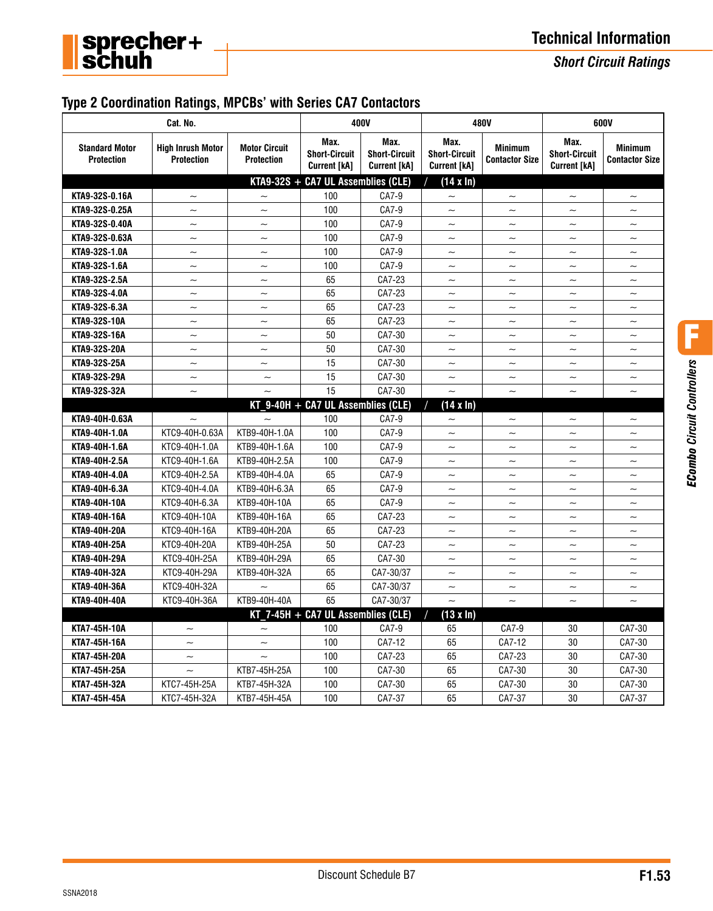## Type 2 Coordination Ratings, MPCBs' with Series CA7 Contactors

| Cat. No. | | | 400V | | 480V | | 600V | |
|---|---|---|---|---|---|---|---|---|
| Standard Motor Protection | High Inrush Motor Protection | Motor Circuit Protection | Max. Short-Circuit Current [kA] | Max. Short-Circuit Current [kA] | Max. Short-Circuit Current [kA] | Minimum Contactor Size | Max. Short-Circuit Current [kA] | Minimum Contactor Size |
| **KTA9-32S + CA7 UL Assemblies (CLE) / (14 x In)** | | | | | | | | |
| **KTA9-32S-0.16A** | ~ | ~ | 100 | CA7-9 | ~ | ~ | ~ | ~ |
| **KTA9-32S-0.25A** | ~ | ~ | 100 | CA7-9 | ~ | ~ | ~ | ~ |
| **KTA9-32S-0.40A** | ~ | ~ | 100 | CA7-9 | ~ | ~ | ~ | ~ |
| **KTA9-32S-0.63A** | ~ | ~ | 100 | CA7-9 | ~ | ~ | ~ | ~ |
| **KTA9-32S-1.0A** | ~ | ~ | 100 | CA7-9 | ~ | ~ | ~ | ~ |
| **KTA9-32S-1.6A** | ~ | ~ | 100 | CA7-9 | ~ | ~ | ~ | ~ |
| **KTA9-32S-2.5A** | ~ | ~ | 65 | CA7-23 | ~ | ~ | ~ | ~ |
| **KTA9-32S-4.0A** | ~ | ~ | 65 | CA7-23 | ~ | ~ | ~ | ~ |
| **KTA9-32S-6.3A** | ~ | ~ | 65 | CA7-23 | ~ | ~ | ~ | ~ |
| **KTA9-32S-10A** | ~ | ~ | 65 | CA7-23 | ~ | ~ | ~ | ~ |
| **KTA9-32S-16A** | ~ | ~ | 50 | CA7-30 | ~ | ~ | ~ | ~ |
| **KTA9-32S-20A** | ~ | ~ | 50 | CA7-30 | ~ | ~ | ~ | ~ |
| **KTA9-32S-25A** | ~ | ~ | 15 | CA7-30 | ~ | ~ | ~ | ~ |
| **KTA9-32S-29A** | ~ | ~ | 15 | CA7-30 | ~ | ~ | ~ | ~ |
| **KTA9-32S-32A** | ~ | ~ | 15 | CA7-30 | ~ | ~ | ~ | ~ |
| **KT_9-40H + CA7 UL Assemblies (CLE) / (14 x In)** | | | | | | | | |
| **KTA9-40H-0.63A** | ~ | ~ | 100 | CA7-9 | ~ | ~ | ~ | ~ |
| **KTA9-40H-1.0A** | KTC9-40H-0.63A | KTB9-40H-1.0A | 100 | CA7-9 | ~ | ~ | ~ | ~ |
| **KTA9-40H-1.6A** | KTC9-40H-1.0A | KTB9-40H-1.6A | 100 | CA7-9 | ~ | ~ | ~ | ~ |
| **KTA9-40H-2.5A** | KTC9-40H-1.6A | KTB9-40H-2.5A | 100 | CA7-9 | ~ | ~ | ~ | ~ |
| **KTA9-40H-4.0A** | KTC9-40H-2.5A | KTB9-40H-4.0A | 65 | CA7-9 | ~ | ~ | ~ | ~ |
| **KTA9-40H-6.3A** | KTC9-40H-4.0A | KTB9-40H-6.3A | 65 | CA7-9 | ~ | ~ | ~ | ~ |
| **KTA9-40H-10A** | KTC9-40H-6.3A | KTB9-40H-10A | 65 | CA7-9 | ~ | ~ | ~ | ~ |
| **KTA9-40H-16A** | KTC9-40H-10A | KTB9-40H-16A | 65 | CA7-23 | ~ | ~ | ~ | ~ |
| **KTA9-40H-20A** | KTC9-40H-16A | KTB9-40H-20A | 65 | CA7-23 | ~ | ~ | ~ | ~ |
| **KTA9-40H-25A** | KTC9-40H-20A | KTB9-40H-25A | 50 | CA7-23 | ~ | ~ | ~ | ~ |
| **KTA9-40H-29A** | KTC9-40H-25A | KTB9-40H-29A | 65 | CA7-30 | ~ | ~ | ~ | ~ |
| **KTA9-40H-32A** | KTC9-40H-29A | KTB9-40H-32A | 65 | CA7-30/37 | ~ | ~ | ~ | ~ |
| **KTA9-40H-36A** | KTC9-40H-32A | ~ | 65 | CA7-30/37 | ~ | ~ | ~ | ~ |
| **KTA9-40H-40A** | KTC9-40H-36A | KTB9-40H-40A | 65 | CA7-30/37 | ~ | ~ | ~ | ~ |
| **KT_7-45H + CA7 UL Assemblies (CLE) / (13 x In)** | | | | | | | | |
| **KTA7-45H-10A** | ~ | ~ | 100 | CA7-9 | 65 | CA7-9 | 30 | CA7-30 |
| **KTA7-45H-16A** | ~ | ~ | 100 | CA7-12 | 65 | CA7-12 | 30 | CA7-30 |
| **KTA7-45H-20A** | ~ | ~ | 100 | CA7-23 | 65 | CA7-23 | 30 | CA7-30 |
| **KTA7-45H-25A** | ~ | KTB7-45H-25A | 100 | CA7-30 | 65 | CA7-30 | 30 | CA7-30 |
| **KTA7-45H-32A** | KTC7-45H-25A | KTB7-45H-32A | 100 | CA7-30 | 65 | CA7-30 | 30 | CA7-30 |
| **KTA7-45H-45A** | KTC7-45H-32A | KTB7-45H-45A | 100 | CA7-37 | 65 | CA7-37 | 30 | CA7-37 |

Discount Schedule B7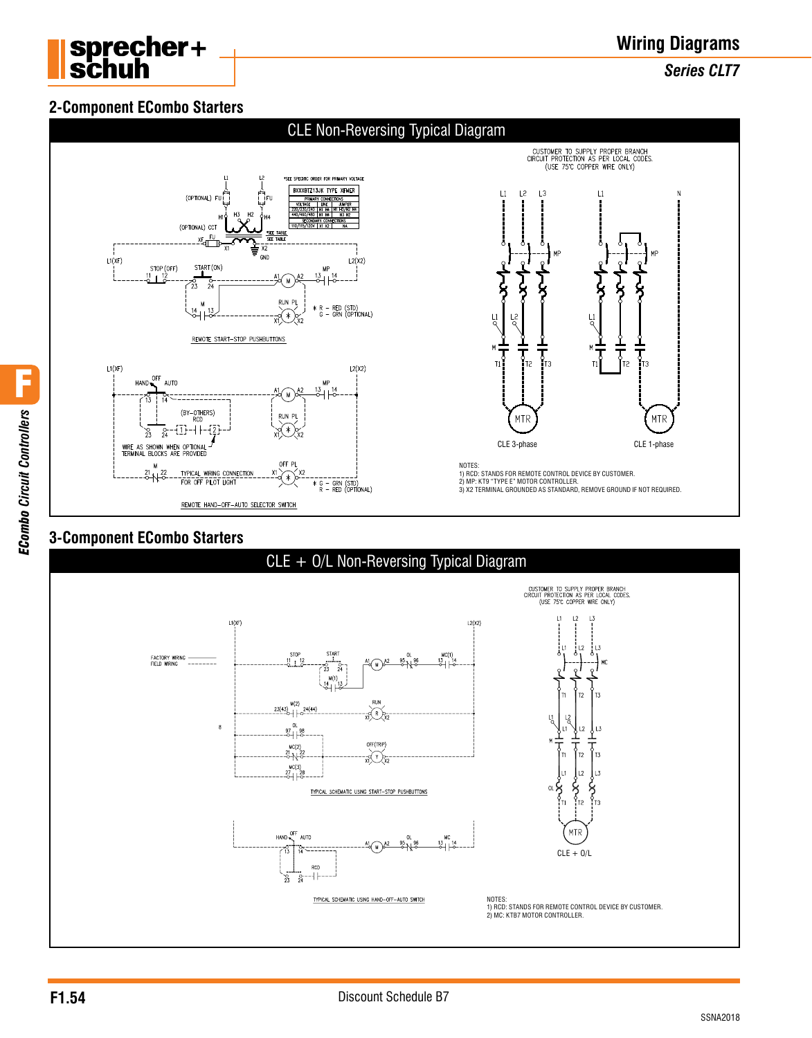# Wiring Diagrams

*Series CLT7*

## 2-Component ECombo Starters

### CLE Non-Reversing Typical Diagram

CUSTOMER TO SUPPLY PROPER BRANCH CIRCUIT PROTECTION AS PER LOCAL CODES. (USE 75°C COPPER WIRE ONLY)

REMOTE START–STOP PUSHBUTTONS

WIRE AS SHOWN WHEN OPTIONAL TERMINAL BLOCKS ARE PROVIDED

TYPICAL WIRING CONNECTION FOR OFF PILOT LIGHT

REMOTE HAND–OFF–AUTO SELECTOR SWITCH

CLE 3-phase

CLE 1-phase

NOTES:
1) RCD: STANDS FOR REMOTE CONTROL DEVICE BY CUSTOMER.
2) MP: KT9 "TYPE E" MOTOR CONTROLLER.
3) X2 TERMINAL GROUNDED AS STANDARD, REMOVE GROUND IF NOT REQUIRED.

## 3-Component ECombo Starters

### CLE + O/L Non-Reversing Typical Diagram

CUSTOMER TO SUPPLY PROPER BRANCH CIRCUIT PROTECTION AS PER LOCAL CODES. (USE 75°C COPPER WIRE ONLY)

TYPICAL SCHEMATIC USING START–STOP PUSHBUTTONS

TYPICAL SCHEMATIC USING HAND–OFF–AUTO SWITCH

CLE + O/L

NOTES:
1) RCD: STANDS FOR REMOTE CONTROL DEVICE BY CUSTOMER.
2) MC: KTB7 MOTOR CONTROLLER.

Discount Schedule B7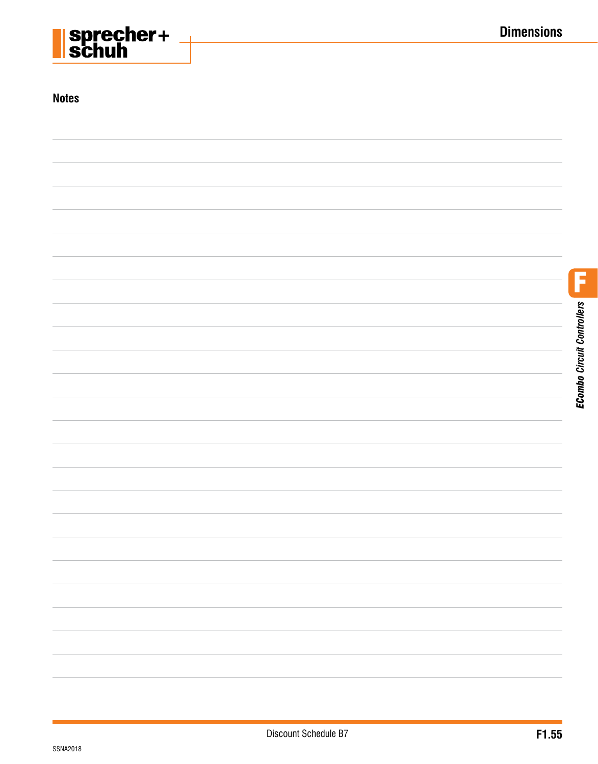## Notes